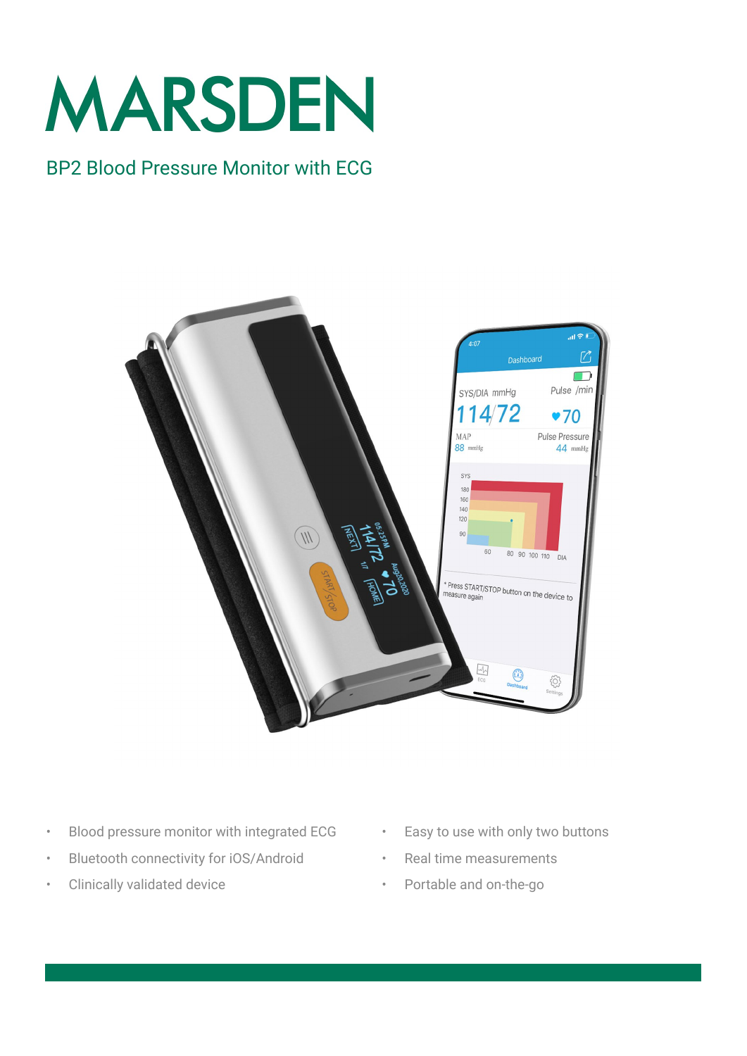# MARSDEN

## BP2 Blood Pressure Monitor with ECG

- Blood pressure monitor with integrated ECG
- Bluetooth connectivity for iOS/Android
- Clinically validated device
- Easy to use with only two buttons
- Real time measurements
- Portable and on-the-go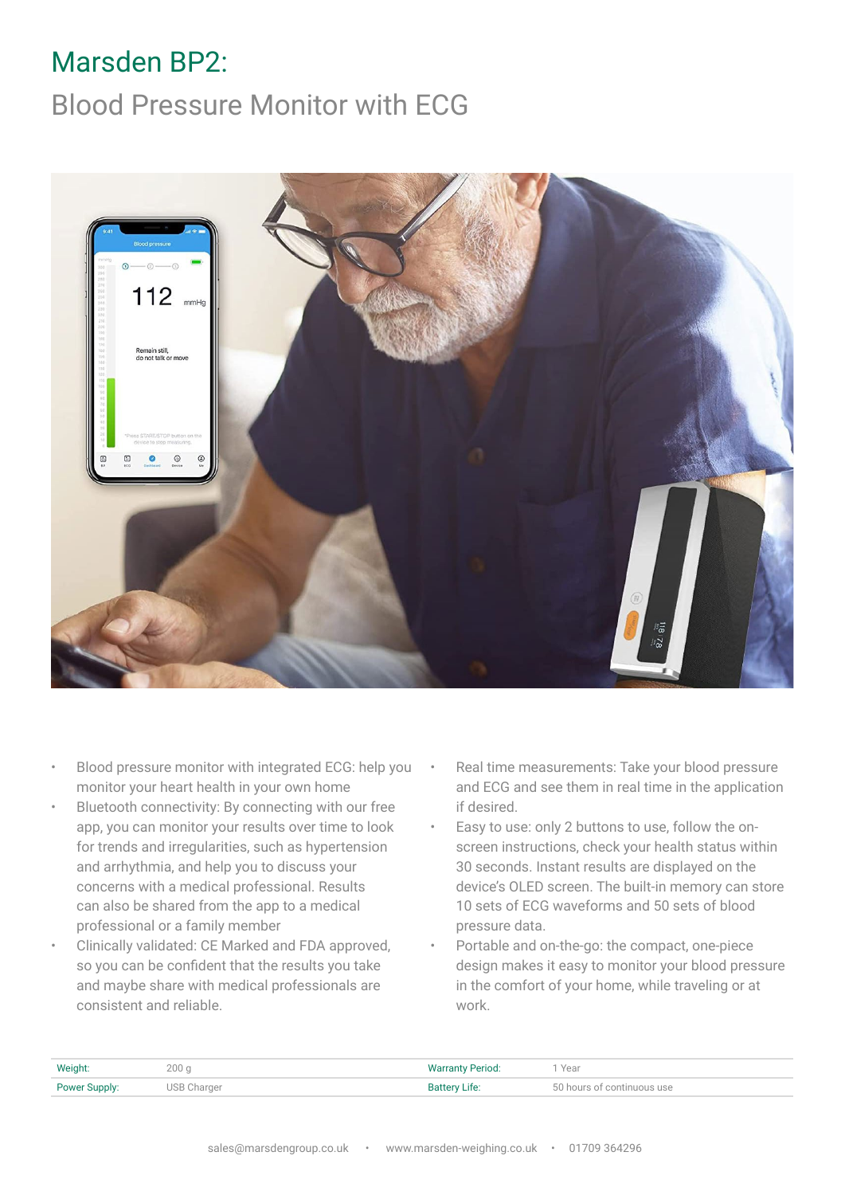# Marsden BP2:

## Blood Pressure Monitor with ECG

- Blood pressure monitor with integrated ECG: help you monitor your heart health in your own home
- Bluetooth connectivity: By connecting with our free app, you can monitor your results over time to look for trends and irregularities, such as hypertension and arrhythmia, and help you to discuss your concerns with a medical professional. Results can also be shared from the app to a medical professional or a family member
- Clinically validated: CE Marked and FDA approved, so you can be confident that the results you take and maybe share with medical professionals are consistent and reliable.
- Real time measurements: Take your blood pressure and ECG and see them in real time in the application if desired.
- Easy to use: only 2 buttons to use, follow the on-screen instructions, check your health status within 30 seconds. Instant results are displayed on the device's OLED screen. The built-in memory can store 10 sets of ECG waveforms and 50 sets of blood pressure data.
- Portable and on-the-go: the compact, one-piece design makes it easy to monitor your blood pressure in the comfort of your home, while traveling or at work.

| | | | |
|---|---|---|---|
| Weight: | 200 g | Warranty Period: | 1 Year |
| Power Supply: | USB Charger | Battery Life: | 50 hours of continuous use |

sales@marsdengroup.co.uk • www.marsden-weighing.co.uk • 01709 364296